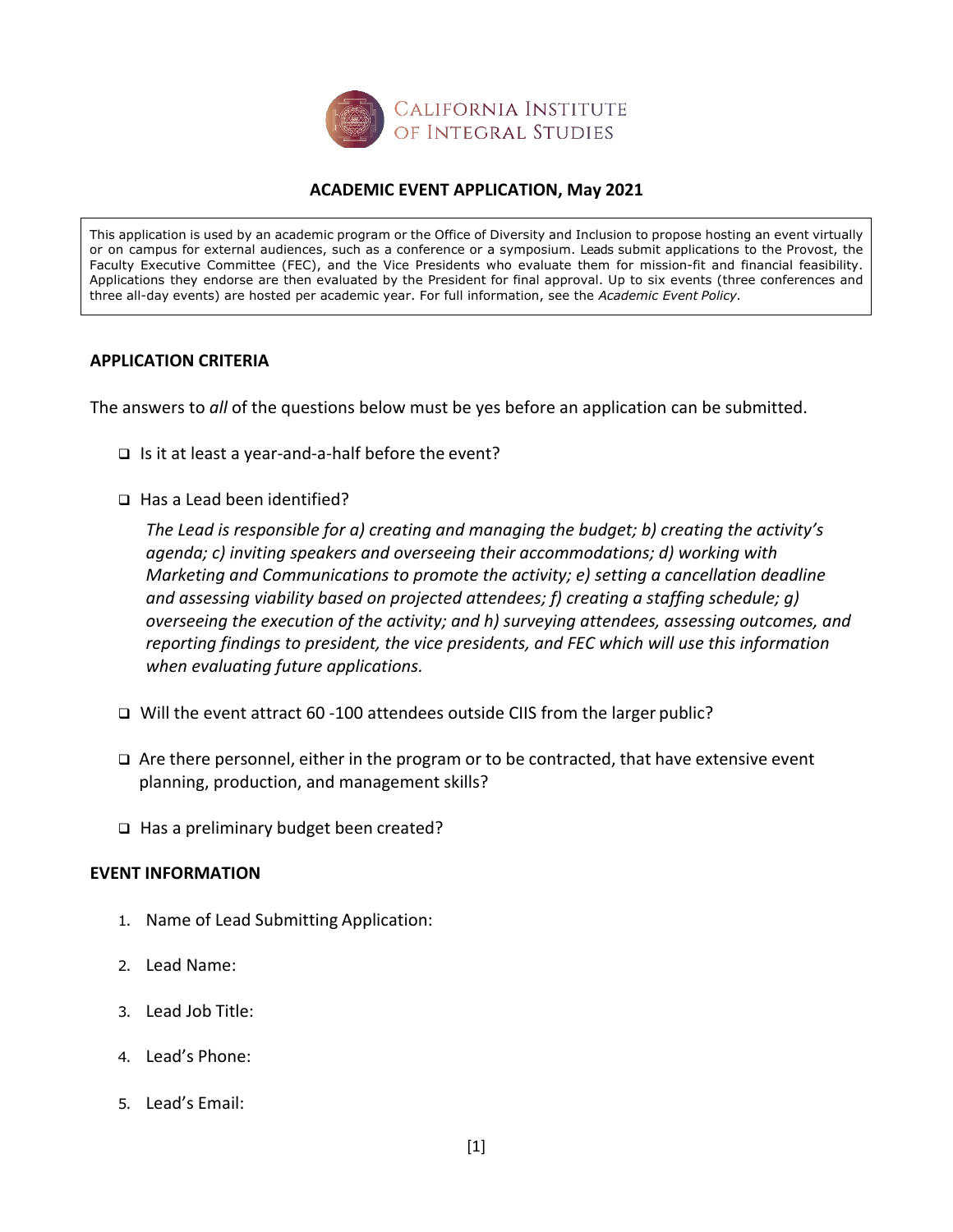CALIFORNIA INSTITUTE OF INTEGRAL STUDIES

# ACADEMIC EVENT APPLICATION, May 2021

This application is used by an academic program or the Office of Diversity and Inclusion to propose hosting an event virtually or on campus for external audiences, such as a conference or a symposium. Leads submit applications to the Provost, the Faculty Executive Committee (FEC), and the Vice Presidents who evaluate them for mission-fit and financial feasibility. Applications they endorse are then evaluated by the President for final approval. Up to six events (three conferences and three all-day events) are hosted per academic year. For full information, see the *Academic Event Policy*.

## APPLICATION CRITERIA

The answers to *all* of the questions below must be yes before an application can be submitted.

- ❑ Is it at least a year-and-a-half before the event?
- ❑ Has a Lead been identified?

  *The Lead is responsible for a) creating and managing the budget; b) creating the activity's agenda; c) inviting speakers and overseeing their accommodations; d) working with Marketing and Communications to promote the activity; e) setting a cancellation deadline and assessing viability based on projected attendees; f) creating a staffing schedule; g) overseeing the execution of the activity; and h) surveying attendees, assessing outcomes, and reporting findings to president, the vice presidents, and FEC which will use this information when evaluating future applications.*

- ❑ Will the event attract 60 -100 attendees outside CIIS from the larger public?
- ❑ Are there personnel, either in the program or to be contracted, that have extensive event planning, production, and management skills?
- ❑ Has a preliminary budget been created?

## EVENT INFORMATION

1. Name of Lead Submitting Application:
2. Lead Name:
3. Lead Job Title:
4. Lead's Phone:
5. Lead's Email: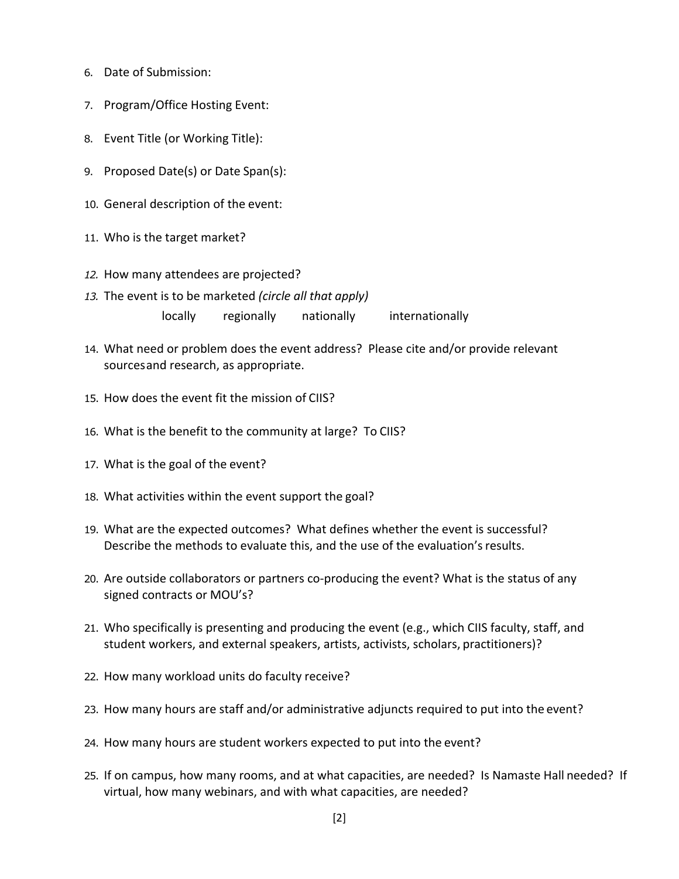6. Date of Submission:

7. Program/Office Hosting Event:

8. Event Title (or Working Title):

9. Proposed Date(s) or Date Span(s):

10. General description of the event:

11. Who is the target market?

12. How many attendees are projected?

13. The event is to be marketed *(circle all that apply)*

    locally regionally nationally internationally

14. What need or problem does the event address? Please cite and/or provide relevant sources and research, as appropriate.

15. How does the event fit the mission of CIIS?

16. What is the benefit to the community at large? To CIIS?

17. What is the goal of the event?

18. What activities within the event support the goal?

19. What are the expected outcomes? What defines whether the event is successful? Describe the methods to evaluate this, and the use of the evaluation's results.

20. Are outside collaborators or partners co-producing the event? What is the status of any signed contracts or MOU's?

21. Who specifically is presenting and producing the event (e.g., which CIIS faculty, staff, and student workers, and external speakers, artists, activists, scholars, practitioners)?

22. How many workload units do faculty receive?

23. How many hours are staff and/or administrative adjuncts required to put into the event?

24. How many hours are student workers expected to put into the event?

25. If on campus, how many rooms, and at what capacities, are needed? Is Namaste Hall needed? If virtual, how many webinars, and with what capacities, are needed?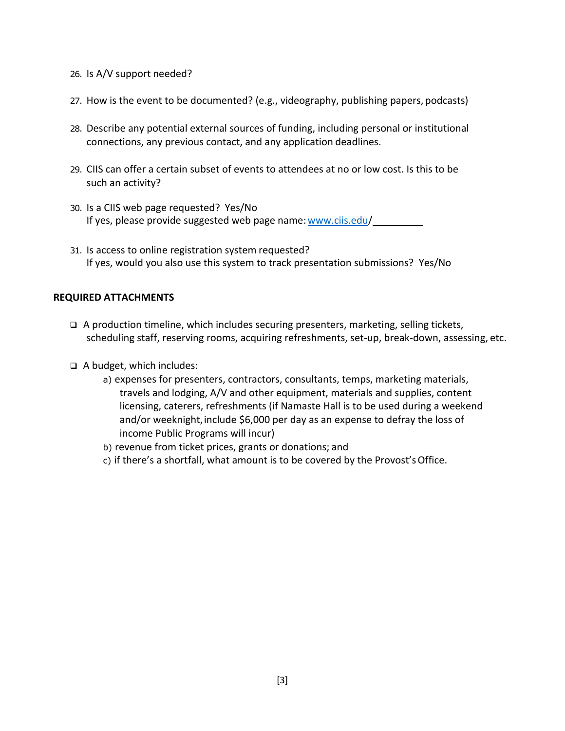26. Is A/V support needed?

27. How is the event to be documented? (e.g., videography, publishing papers, podcasts)

28. Describe any potential external sources of funding, including personal or institutional connections, any previous contact, and any application deadlines.

29. CIIS can offer a certain subset of events to attendees at no or low cost. Is this to be such an activity?

30. Is a CIIS web page requested? Yes/No
    If yes, please provide suggested web page name: www.ciis.edu/__________

31. Is access to online registration system requested?
    If yes, would you also use this system to track presentation submissions? Yes/No

**REQUIRED ATTACHMENTS**

- ❑ A production timeline, which includes securing presenters, marketing, selling tickets, scheduling staff, reserving rooms, acquiring refreshments, set-up, break-down, assessing, etc.

- ❑ A budget, which includes:
  - a) expenses for presenters, contractors, consultants, temps, marketing materials, travels and lodging, A/V and other equipment, materials and supplies, content licensing, caterers, refreshments (if Namaste Hall is to be used during a weekend and/or weeknight, include $6,000 per day as an expense to defray the loss of income Public Programs will incur)
  - b) revenue from ticket prices, grants or donations; and
  - c) if there's a shortfall, what amount is to be covered by the Provost's Office.